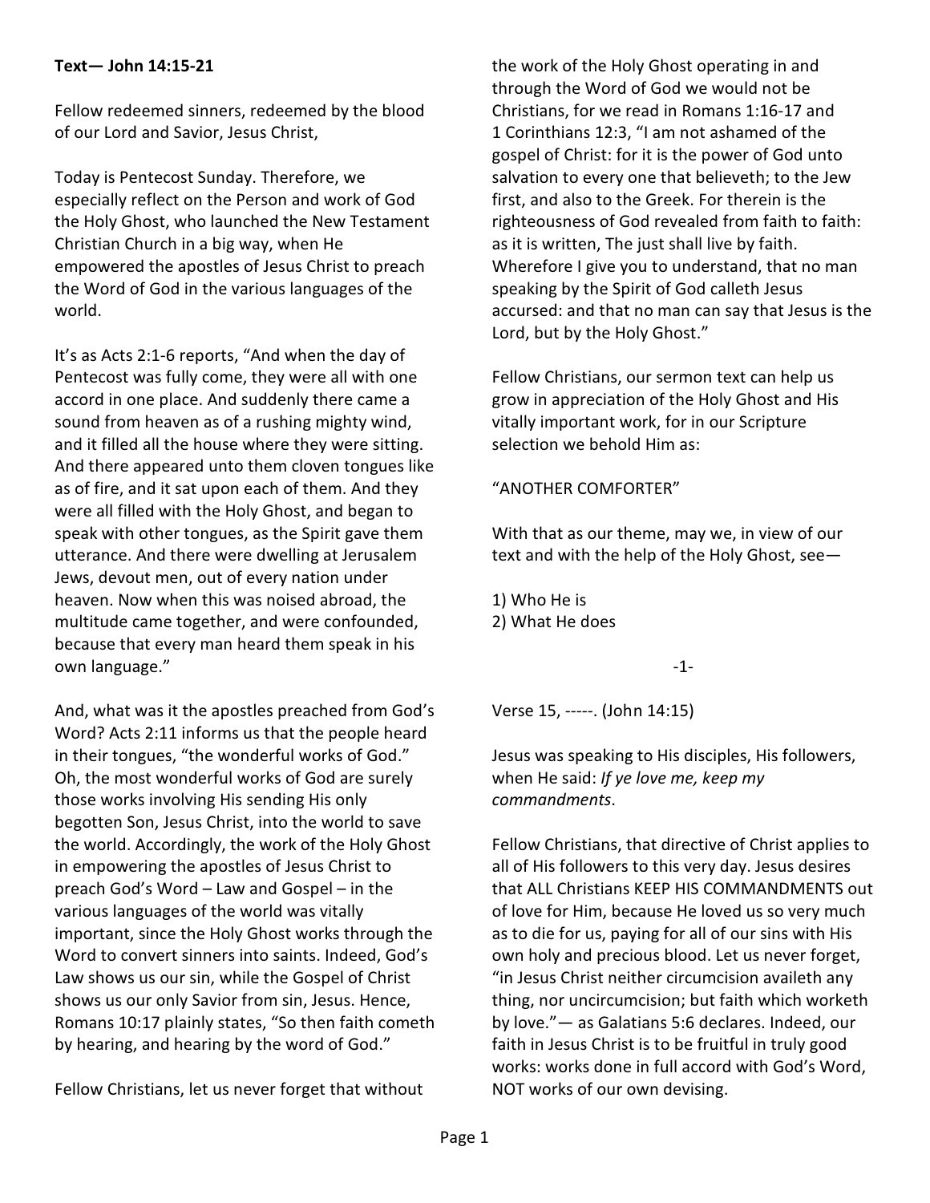**Text— John 14:15-21**

Fellow redeemed sinners, redeemed by the blood of our Lord and Savior, Jesus Christ,

Today is Pentecost Sunday. Therefore, we especially reflect on the Person and work of God the Holy Ghost, who launched the New Testament Christian Church in a big way, when He empowered the apostles of Jesus Christ to preach the Word of God in the various languages of the world.

It's as Acts 2:1-6 reports, "And when the day of Pentecost was fully come, they were all with one accord in one place. And suddenly there came a sound from heaven as of a rushing mighty wind, and it filled all the house where they were sitting. And there appeared unto them cloven tongues like as of fire, and it sat upon each of them. And they were all filled with the Holy Ghost, and began to speak with other tongues, as the Spirit gave them utterance. And there were dwelling at Jerusalem Jews, devout men, out of every nation under heaven. Now when this was noised abroad, the multitude came together, and were confounded, because that every man heard them speak in his own language."

And, what was it the apostles preached from God's Word? Acts 2:11 informs us that the people heard in their tongues, "the wonderful works of God." Oh, the most wonderful works of God are surely those works involving His sending His only begotten Son, Jesus Christ, into the world to save the world. Accordingly, the work of the Holy Ghost in empowering the apostles of Jesus Christ to preach God's Word – Law and Gospel – in the various languages of the world was vitally important, since the Holy Ghost works through the Word to convert sinners into saints. Indeed, God's Law shows us our sin, while the Gospel of Christ shows us our only Savior from sin, Jesus. Hence, Romans 10:17 plainly states, "So then faith cometh by hearing, and hearing by the word of God."

Fellow Christians, let us never forget that without the work of the Holy Ghost operating in and through the Word of God we would not be Christians, for we read in Romans 1:16-17 and 1 Corinthians 12:3, "I am not ashamed of the gospel of Christ: for it is the power of God unto salvation to every one that believeth; to the Jew first, and also to the Greek. For therein is the righteousness of God revealed from faith to faith: as it is written, The just shall live by faith. Wherefore I give you to understand, that no man speaking by the Spirit of God calleth Jesus accursed: and that no man can say that Jesus is the Lord, but by the Holy Ghost."

Fellow Christians, our sermon text can help us grow in appreciation of the Holy Ghost and His vitally important work, for in our Scripture selection we behold Him as:

"ANOTHER COMFORTER"

With that as our theme, may we, in view of our text and with the help of the Holy Ghost, see—

1) Who He is
2) What He does

-1-

Verse 15, -----. (John 14:15)

Jesus was speaking to His disciples, His followers, when He said: *If ye love me, keep my commandments*.

Fellow Christians, that directive of Christ applies to all of His followers to this very day. Jesus desires that ALL Christians KEEP HIS COMMANDMENTS out of love for Him, because He loved us so very much as to die for us, paying for all of our sins with His own holy and precious blood. Let us never forget, "in Jesus Christ neither circumcision availeth any thing, nor uncircumcision; but faith which worketh by love."— as Galatians 5:6 declares. Indeed, our faith in Jesus Christ is to be fruitful in truly good works: works done in full accord with God's Word, NOT works of our own devising.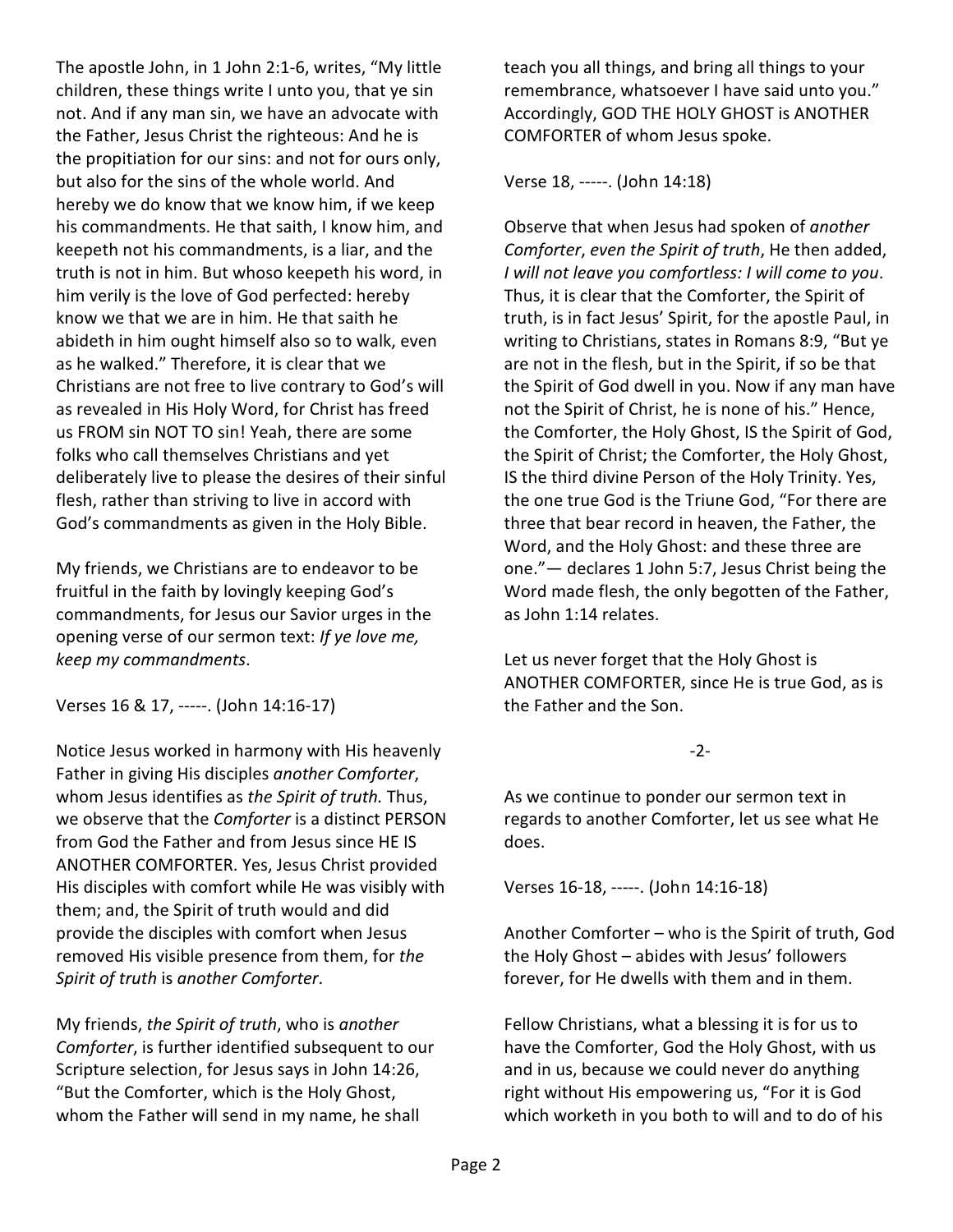The apostle John, in 1 John 2:1-6, writes, "My little children, these things write I unto you, that ye sin not. And if any man sin, we have an advocate with the Father, Jesus Christ the righteous: And he is the propitiation for our sins: and not for ours only, but also for the sins of the whole world. And hereby we do know that we know him, if we keep his commandments. He that saith, I know him, and keepeth not his commandments, is a liar, and the truth is not in him. But whoso keepeth his word, in him verily is the love of God perfected: hereby know we that we are in him. He that saith he abideth in him ought himself also so to walk, even as he walked." Therefore, it is clear that we Christians are not free to live contrary to God's will as revealed in His Holy Word, for Christ has freed us FROM sin NOT TO sin! Yeah, there are some folks who call themselves Christians and yet deliberately live to please the desires of their sinful flesh, rather than striving to live in accord with God's commandments as given in the Holy Bible.

My friends, we Christians are to endeavor to be fruitful in the faith by lovingly keeping God's commandments, for Jesus our Savior urges in the opening verse of our sermon text: *If ye love me, keep my commandments*.

Verses 16 & 17, -----. (John 14:16-17)

Notice Jesus worked in harmony with His heavenly Father in giving His disciples *another Comforter*, whom Jesus identifies as *the Spirit of truth.* Thus, we observe that the *Comforter* is a distinct PERSON from God the Father and from Jesus since HE IS ANOTHER COMFORTER. Yes, Jesus Christ provided His disciples with comfort while He was visibly with them; and, the Spirit of truth would and did provide the disciples with comfort when Jesus removed His visible presence from them, for *the Spirit of truth* is *another Comforter*.

My friends, *the Spirit of truth*, who is *another Comforter*, is further identified subsequent to our Scripture selection, for Jesus says in John 14:26, "But the Comforter, which is the Holy Ghost, whom the Father will send in my name, he shall teach you all things, and bring all things to your remembrance, whatsoever I have said unto you." Accordingly, GOD THE HOLY GHOST is ANOTHER COMFORTER of whom Jesus spoke.

Verse 18, -----. (John 14:18)

Observe that when Jesus had spoken of *another Comforter*, *even the Spirit of truth*, He then added, *I will not leave you comfortless: I will come to you*. Thus, it is clear that the Comforter, the Spirit of truth, is in fact Jesus' Spirit, for the apostle Paul, in writing to Christians, states in Romans 8:9, "But ye are not in the flesh, but in the Spirit, if so be that the Spirit of God dwell in you. Now if any man have not the Spirit of Christ, he is none of his." Hence, the Comforter, the Holy Ghost, IS the Spirit of God, the Spirit of Christ; the Comforter, the Holy Ghost, IS the third divine Person of the Holy Trinity. Yes, the one true God is the Triune God, "For there are three that bear record in heaven, the Father, the Word, and the Holy Ghost: and these three are one."— declares 1 John 5:7, Jesus Christ being the Word made flesh, the only begotten of the Father, as John 1:14 relates.

Let us never forget that the Holy Ghost is ANOTHER COMFORTER, since He is true God, as is the Father and the Son.

-2-

As we continue to ponder our sermon text in regards to another Comforter, let us see what He does.

Verses 16-18, -----. (John 14:16-18)

Another Comforter – who is the Spirit of truth, God the Holy Ghost – abides with Jesus' followers forever, for He dwells with them and in them.

Fellow Christians, what a blessing it is for us to have the Comforter, God the Holy Ghost, with us and in us, because we could never do anything right without His empowering us, "For it is God which worketh in you both to will and to do of his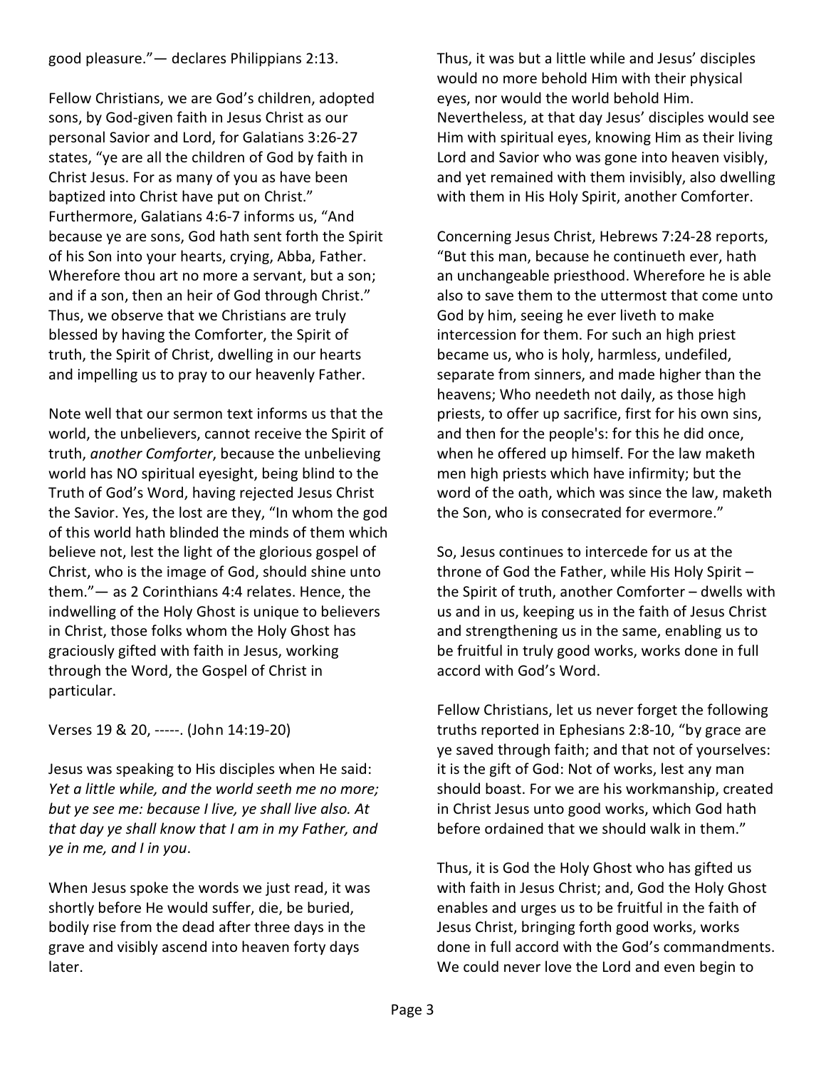good pleasure."— declares Philippians 2:13.

Fellow Christians, we are God's children, adopted sons, by God-given faith in Jesus Christ as our personal Savior and Lord, for Galatians 3:26-27 states, "ye are all the children of God by faith in Christ Jesus. For as many of you as have been baptized into Christ have put on Christ." Furthermore, Galatians 4:6-7 informs us, "And because ye are sons, God hath sent forth the Spirit of his Son into your hearts, crying, Abba, Father. Wherefore thou art no more a servant, but a son; and if a son, then an heir of God through Christ." Thus, we observe that we Christians are truly blessed by having the Comforter, the Spirit of truth, the Spirit of Christ, dwelling in our hearts and impelling us to pray to our heavenly Father.

Note well that our sermon text informs us that the world, the unbelievers, cannot receive the Spirit of truth, *another Comforter*, because the unbelieving world has NO spiritual eyesight, being blind to the Truth of God's Word, having rejected Jesus Christ the Savior. Yes, the lost are they, "In whom the god of this world hath blinded the minds of them which believe not, lest the light of the glorious gospel of Christ, who is the image of God, should shine unto them."— as 2 Corinthians 4:4 relates. Hence, the indwelling of the Holy Ghost is unique to believers in Christ, those folks whom the Holy Ghost has graciously gifted with faith in Jesus, working through the Word, the Gospel of Christ in particular.

Verses 19 & 20, -----. (John 14:19-20)

Jesus was speaking to His disciples when He said: *Yet a little while, and the world seeth me no more; but ye see me: because I live, ye shall live also. At that day ye shall know that I am in my Father, and ye in me, and I in you*.

When Jesus spoke the words we just read, it was shortly before He would suffer, die, be buried, bodily rise from the dead after three days in the grave and visibly ascend into heaven forty days later.

Thus, it was but a little while and Jesus' disciples would no more behold Him with their physical eyes, nor would the world behold Him. Nevertheless, at that day Jesus' disciples would see Him with spiritual eyes, knowing Him as their living Lord and Savior who was gone into heaven visibly, and yet remained with them invisibly, also dwelling with them in His Holy Spirit, another Comforter.

Concerning Jesus Christ, Hebrews 7:24-28 reports, "But this man, because he continueth ever, hath an unchangeable priesthood. Wherefore he is able also to save them to the uttermost that come unto God by him, seeing he ever liveth to make intercession for them. For such an high priest became us, who is holy, harmless, undefiled, separate from sinners, and made higher than the heavens; Who needeth not daily, as those high priests, to offer up sacrifice, first for his own sins, and then for the people's: for this he did once, when he offered up himself. For the law maketh men high priests which have infirmity; but the word of the oath, which was since the law, maketh the Son, who is consecrated for evermore."

So, Jesus continues to intercede for us at the throne of God the Father, while His Holy Spirit – the Spirit of truth, another Comforter – dwells with us and in us, keeping us in the faith of Jesus Christ and strengthening us in the same, enabling us to be fruitful in truly good works, works done in full accord with God's Word.

Fellow Christians, let us never forget the following truths reported in Ephesians 2:8-10, "by grace are ye saved through faith; and that not of yourselves: it is the gift of God: Not of works, lest any man should boast. For we are his workmanship, created in Christ Jesus unto good works, which God hath before ordained that we should walk in them."

Thus, it is God the Holy Ghost who has gifted us with faith in Jesus Christ; and, God the Holy Ghost enables and urges us to be fruitful in the faith of Jesus Christ, bringing forth good works, works done in full accord with the God's commandments. We could never love the Lord and even begin to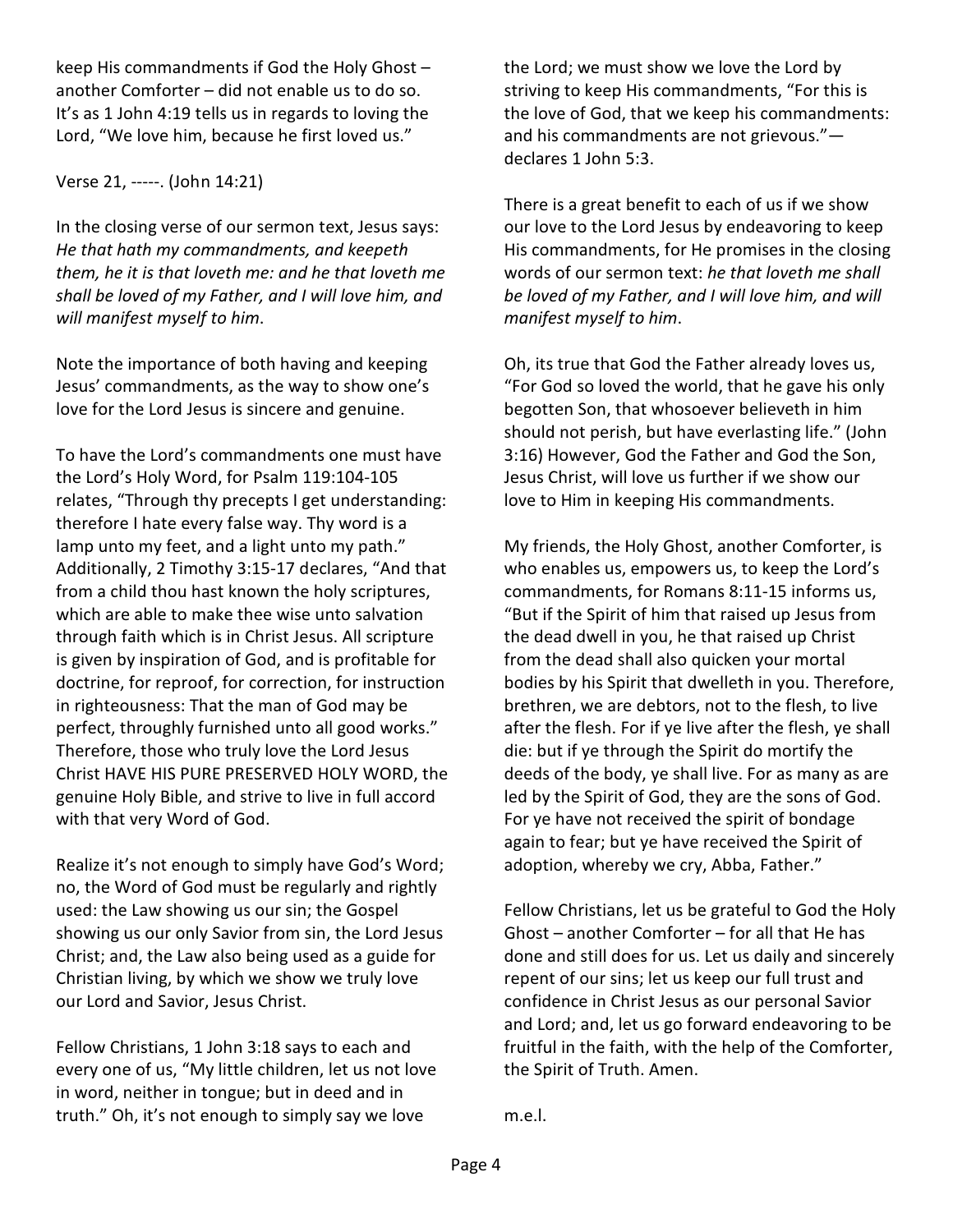keep His commandments if God the Holy Ghost – another Comforter – did not enable us to do so. It's as 1 John 4:19 tells us in regards to loving the Lord, "We love him, because he first loved us."

Verse 21, -----. (John 14:21)

In the closing verse of our sermon text, Jesus says: *He that hath my commandments, and keepeth them, he it is that loveth me: and he that loveth me shall be loved of my Father, and I will love him, and will manifest myself to him*.

Note the importance of both having and keeping Jesus' commandments, as the way to show one's love for the Lord Jesus is sincere and genuine.

To have the Lord's commandments one must have the Lord's Holy Word, for Psalm 119:104-105 relates, "Through thy precepts I get understanding: therefore I hate every false way. Thy word is a lamp unto my feet, and a light unto my path." Additionally, 2 Timothy 3:15-17 declares, "And that from a child thou hast known the holy scriptures, which are able to make thee wise unto salvation through faith which is in Christ Jesus. All scripture is given by inspiration of God, and is profitable for doctrine, for reproof, for correction, for instruction in righteousness: That the man of God may be perfect, throughly furnished unto all good works." Therefore, those who truly love the Lord Jesus Christ HAVE HIS PURE PRESERVED HOLY WORD, the genuine Holy Bible, and strive to live in full accord with that very Word of God.

Realize it's not enough to simply have God's Word; no, the Word of God must be regularly and rightly used: the Law showing us our sin; the Gospel showing us our only Savior from sin, the Lord Jesus Christ; and, the Law also being used as a guide for Christian living, by which we show we truly love our Lord and Savior, Jesus Christ.

Fellow Christians, 1 John 3:18 says to each and every one of us, "My little children, let us not love in word, neither in tongue; but in deed and in truth." Oh, it's not enough to simply say we love the Lord; we must show we love the Lord by striving to keep His commandments, "For this is the love of God, that we keep his commandments: and his commandments are not grievous."—declares 1 John 5:3.

There is a great benefit to each of us if we show our love to the Lord Jesus by endeavoring to keep His commandments, for He promises in the closing words of our sermon text: *he that loveth me shall be loved of my Father, and I will love him, and will manifest myself to him*.

Oh, its true that God the Father already loves us, "For God so loved the world, that he gave his only begotten Son, that whosoever believeth in him should not perish, but have everlasting life." (John 3:16) However, God the Father and God the Son, Jesus Christ, will love us further if we show our love to Him in keeping His commandments.

My friends, the Holy Ghost, another Comforter, is who enables us, empowers us, to keep the Lord's commandments, for Romans 8:11-15 informs us, "But if the Spirit of him that raised up Jesus from the dead dwell in you, he that raised up Christ from the dead shall also quicken your mortal bodies by his Spirit that dwelleth in you. Therefore, brethren, we are debtors, not to the flesh, to live after the flesh. For if ye live after the flesh, ye shall die: but if ye through the Spirit do mortify the deeds of the body, ye shall live. For as many as are led by the Spirit of God, they are the sons of God. For ye have not received the spirit of bondage again to fear; but ye have received the Spirit of adoption, whereby we cry, Abba, Father."

Fellow Christians, let us be grateful to God the Holy Ghost – another Comforter – for all that He has done and still does for us. Let us daily and sincerely repent of our sins; let us keep our full trust and confidence in Christ Jesus as our personal Savior and Lord; and, let us go forward endeavoring to be fruitful in the faith, with the help of the Comforter, the Spirit of Truth. Amen.

m.e.l.